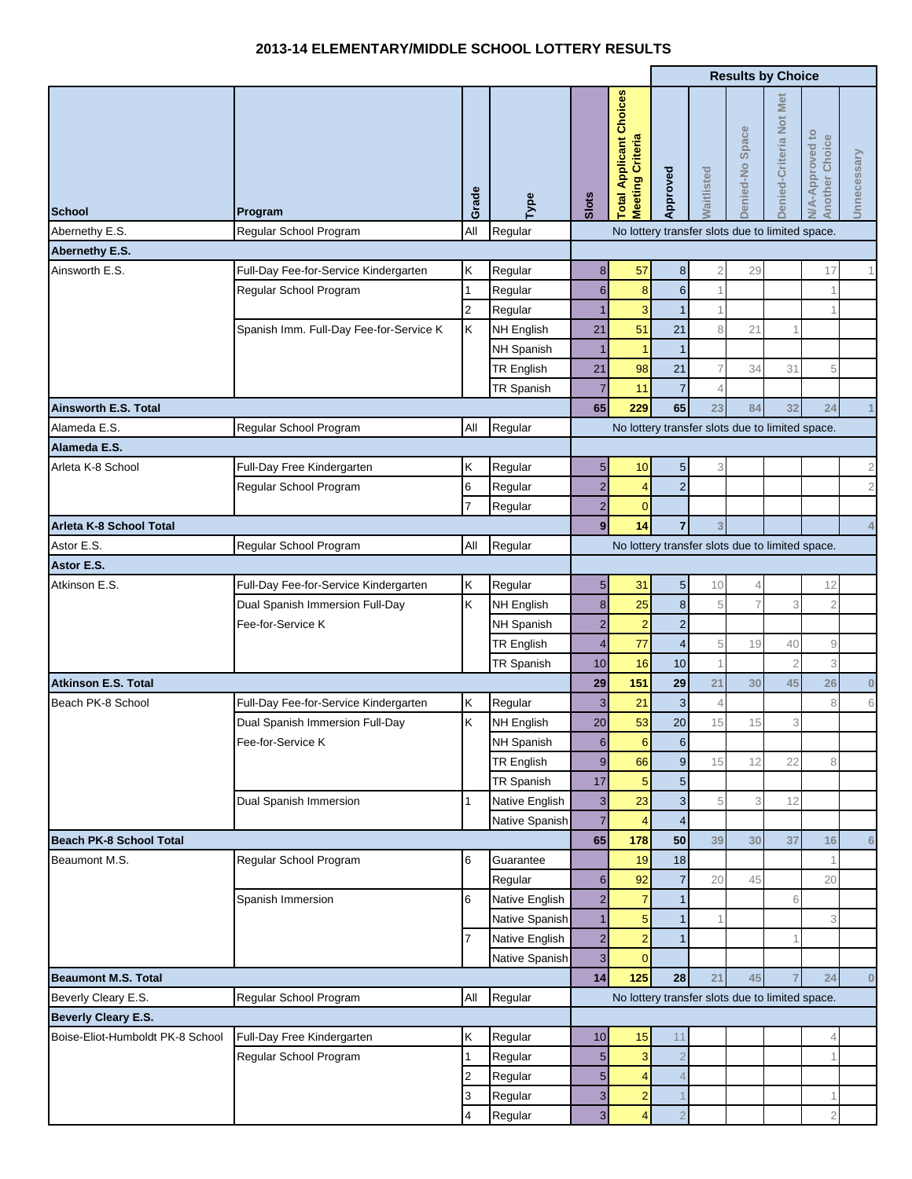# 2013-14 ELEMENTARY/MIDDLE SCHOOL LOTTERY RESULTS

| School | Program | Grade | Type | Slots | Total Applicant Choices Meeting Criteria | Results by Choice | | | | | |
|---|---|---|---|---|---|---|---|---|---|---|---|
| | | | | | | Approved | Waitlisted | Denied-No Space | Denied-Criteria Not Met | N/A-Approved to Another Choice | Unnecessary |
| Abernethy E.S. | Regular School Program | All | Regular | No lottery transfer slots due to limited space. | | | | | | | |
| **Abernethy E.S.** | | | | | | | | | | | |
| Ainsworth E.S. | Full-Day Fee-for-Service Kindergarten | K | Regular | 8 | 57 | 8 | 2 | 29 | | 17 | 1 |
| | Regular School Program | 1 | Regular | 6 | 8 | 6 | 1 | | | 1 | |
| | | 2 | Regular | 1 | 3 | 1 | 1 | | | 1 | |
| | Spanish Imm. Full-Day Fee-for-Service K | K | NH English | 21 | 51 | 21 | 8 | 21 | 1 | | |
| | | | NH Spanish | 1 | 1 | 1 | | | | | |
| | | | TR English | 21 | 98 | 21 | 7 | 34 | 31 | 5 | |
| | | | TR Spanish | 7 | 11 | 7 | 4 | | | | |
| **Ainsworth E.S. Total** | | | | **65** | **229** | **65** | **23** | **84** | **32** | **24** | **1** |
| Alameda E.S. | Regular School Program | All | Regular | No lottery transfer slots due to limited space. | | | | | | | |
| **Alameda E.S.** | | | | | | | | | | | |
| Arleta K-8 School | Full-Day Free Kindergarten | K | Regular | 5 | 10 | 5 | 3 | | | | 2 |
| | Regular School Program | 6 | Regular | 2 | 4 | 2 | | | | | 2 |
| | | 7 | Regular | 2 | 0 | | | | | | |
| **Arleta K-8 School Total** | | | | **9** | **14** | **7** | **3** | | | | **4** |
| Astor E.S. | Regular School Program | All | Regular | No lottery transfer slots due to limited space. | | | | | | | |
| **Astor E.S.** | | | | | | | | | | | |
| Atkinson E.S. | Full-Day Fee-for-Service Kindergarten | K | Regular | 5 | 31 | 5 | 10 | 4 | | 12 | |
| | Dual Spanish Immersion Full-Day Fee-for-Service K | K | NH English | 8 | 25 | 8 | 5 | 7 | 3 | 2 | |
| | | | NH Spanish | 2 | 2 | 2 | | | | | |
| | | | TR English | 4 | 77 | 4 | 5 | 19 | 40 | 9 | |
| | | | TR Spanish | 10 | 16 | 10 | 1 | | 2 | 3 | |
| **Atkinson E.S. Total** | | | | **29** | **151** | **29** | **21** | **30** | **45** | **26** | **0** |
| Beach PK-8 School | Full-Day Fee-for-Service Kindergarten | K | Regular | 3 | 21 | 3 | 4 | | | 8 | 6 |
| | Dual Spanish Immersion Full-Day Fee-for-Service K | K | NH English | 20 | 53 | 20 | 15 | 15 | 3 | | |
| | | | NH Spanish | 6 | 6 | 6 | | | | | |
| | | | TR English | 9 | 66 | 9 | 15 | 12 | 22 | 8 | |
| | | | TR Spanish | 17 | 5 | 5 | | | | | |
| | Dual Spanish Immersion | 1 | Native English | 3 | 23 | 3 | 5 | 3 | 12 | | |
| | | | Native Spanish | 7 | 4 | 4 | | | | | |
| **Beach PK-8 School Total** | | | | **65** | **178** | **50** | **39** | **30** | **37** | **16** | **6** |
| Beaumont M.S. | Regular School Program | 6 | Guarantee | | 19 | 18 | | | | 1 | |
| | | | Regular | 6 | 92 | 7 | 20 | 45 | | 20 | |
| | Spanish Immersion | 6 | Native English | 2 | 7 | 1 | | | 6 | | |
| | | | Native Spanish | 1 | 5 | 1 | 1 | | | 3 | |
| | | 7 | Native English | 2 | 2 | 1 | | | 1 | | |
| | | | Native Spanish | 3 | 0 | | | | | | |
| **Beaumont M.S. Total** | | | | **14** | **125** | **28** | **21** | **45** | **7** | **24** | **0** |
| Beverly Cleary E.S. | Regular School Program | All | Regular | No lottery transfer slots due to limited space. | | | | | | | |
| **Beverly Cleary E.S.** | | | | | | | | | | | |
| Boise-Eliot-Humboldt PK-8 School | Full-Day Free Kindergarten | K | Regular | 10 | 15 | 11 | | | | 4 | |
| | Regular School Program | 1 | Regular | 5 | 3 | 2 | | | | 1 | |
| | | 2 | Regular | 5 | 4 | 4 | | | | | |
| | | 3 | Regular | 3 | 2 | 1 | | | | 1 | |
| | | 4 | Regular | 3 | 4 | 2 | | | | 2 | |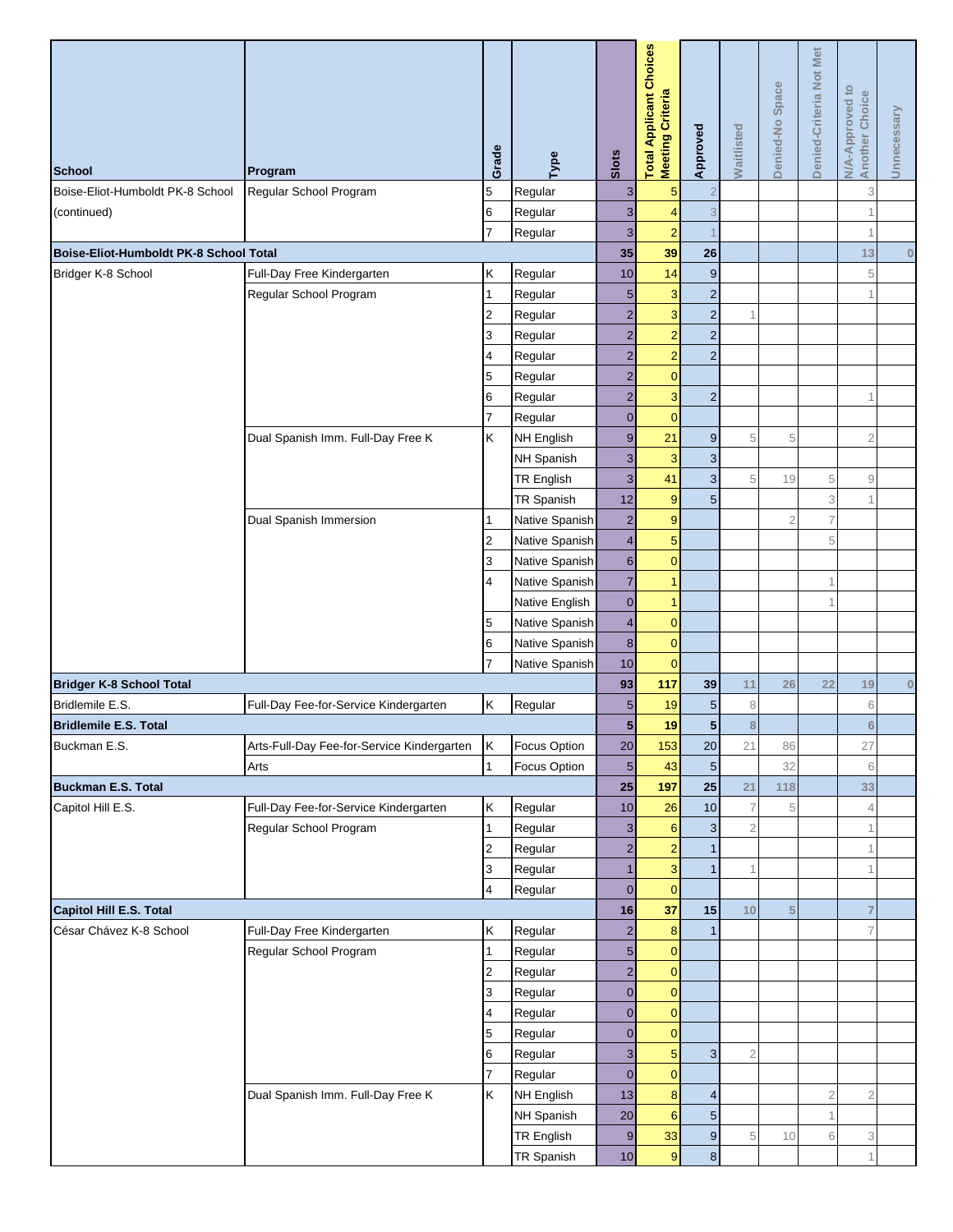| School | Program | Grade | Type | Slots | Total Applicant Choices Meeting Criteria | Approved | Waitlisted | Denied-No Space | Denied-Criteria Not Met | N/A-Approved to Another Choice | Unnecessary |
|---|---|---|---|---|---|---|---|---|---|---|---|
| Boise-Eliot-Humboldt PK-8 School (continued) | Regular School Program | 5 | Regular | 3 | 5 | 2 | | | | 3 | |
| | | 6 | Regular | 3 | 4 | 3 | | | | 1 | |
| | | 7 | Regular | 3 | 2 | 1 | | | | 1 | |
| **Boise-Eliot-Humboldt PK-8 School Total** | | | | **35** | **39** | **26** | | | | **13** | **0** |
| Bridger K-8 School | Full-Day Free Kindergarten | K | Regular | 10 | 14 | 9 | | | | 5 | |
| | Regular School Program | 1 | Regular | 5 | 3 | 2 | | | | 1 | |
| | | 2 | Regular | 2 | 3 | 2 | 1 | | | | |
| | | 3 | Regular | 2 | 2 | 2 | | | | | |
| | | 4 | Regular | 2 | 2 | 2 | | | | | |
| | | 5 | Regular | 2 | 0 | | | | | | |
| | | 6 | Regular | 2 | 3 | 2 | | | | 1 | |
| | | 7 | Regular | 0 | 0 | | | | | | |
| | Dual Spanish Imm. Full-Day Free K | K | NH English | 9 | 21 | 9 | 5 | 5 | | 2 | |
| | | | NH Spanish | 3 | 3 | 3 | | | | | |
| | | | TR English | 3 | 41 | 3 | 5 | 19 | 5 | 9 | |
| | | | TR Spanish | 12 | 9 | 5 | | | 3 | 1 | |
| | Dual Spanish Immersion | 1 | Native Spanish | 2 | 9 | | | 2 | 7 | | |
| | | 2 | Native Spanish | 4 | 5 | | | | 5 | | |
| | | 3 | Native Spanish | 6 | 0 | | | | | | |
| | | 4 | Native Spanish | 7 | 1 | | | | 1 | | |
| | | | Native English | 0 | 1 | | | | 1 | | |
| | | 5 | Native Spanish | 4 | 0 | | | | | | |
| | | 6 | Native Spanish | 8 | 0 | | | | | | |
| | | 7 | Native Spanish | 10 | 0 | | | | | | |
| **Bridger K-8 School Total** | | | | **93** | **117** | **39** | **11** | **26** | **22** | **19** | **0** |
| Bridlemile E.S. | Full-Day Fee-for-Service Kindergarten | K | Regular | 5 | 19 | 5 | 8 | | | 6 | |
| **Bridlemile E.S. Total** | | | | **5** | **19** | **5** | **8** | | | **6** | |
| Buckman E.S. | Arts-Full-Day Fee-for-Service Kindergarten | K | Focus Option | 20 | 153 | 20 | 21 | 86 | | 27 | |
| | Arts | 1 | Focus Option | 5 | 43 | 5 | | 32 | | 6 | |
| **Buckman E.S. Total** | | | | **25** | **197** | **25** | **21** | **118** | | **33** | |
| Capitol Hill E.S. | Full-Day Fee-for-Service Kindergarten | K | Regular | 10 | 26 | 10 | 7 | 5 | | 4 | |
| | Regular School Program | 1 | Regular | 3 | 6 | 3 | 2 | | | 1 | |
| | | 2 | Regular | 2 | 2 | 1 | | | | 1 | |
| | | 3 | Regular | 1 | 3 | 1 | 1 | | | 1 | |
| | | 4 | Regular | 0 | 0 | | | | | | |
| **Capitol Hill E.S. Total** | | | | **16** | **37** | **15** | **10** | **5** | | **7** | |
| César Chávez K-8 School | Full-Day Free Kindergarten | K | Regular | 2 | 8 | 1 | | | | 7 | |
| | Regular School Program | 1 | Regular | 5 | 0 | | | | | | |
| | | 2 | Regular | 2 | 0 | | | | | | |
| | | 3 | Regular | 0 | 0 | | | | | | |
| | | 4 | Regular | 0 | 0 | | | | | | |
| | | 5 | Regular | 0 | 0 | | | | | | |
| | | 6 | Regular | 3 | 5 | 3 | 2 | | | | |
| | | 7 | Regular | 0 | 0 | | | | | | |
| | Dual Spanish Imm. Full-Day Free K | K | NH English | 13 | 8 | 4 | | | 2 | 2 | |
| | | | NH Spanish | 20 | 6 | 5 | | | 1 | | |
| | | | TR English | 9 | 33 | 9 | 5 | 10 | 6 | 3 | |
| | | | TR Spanish | 10 | 9 | 8 | | | | 1 | |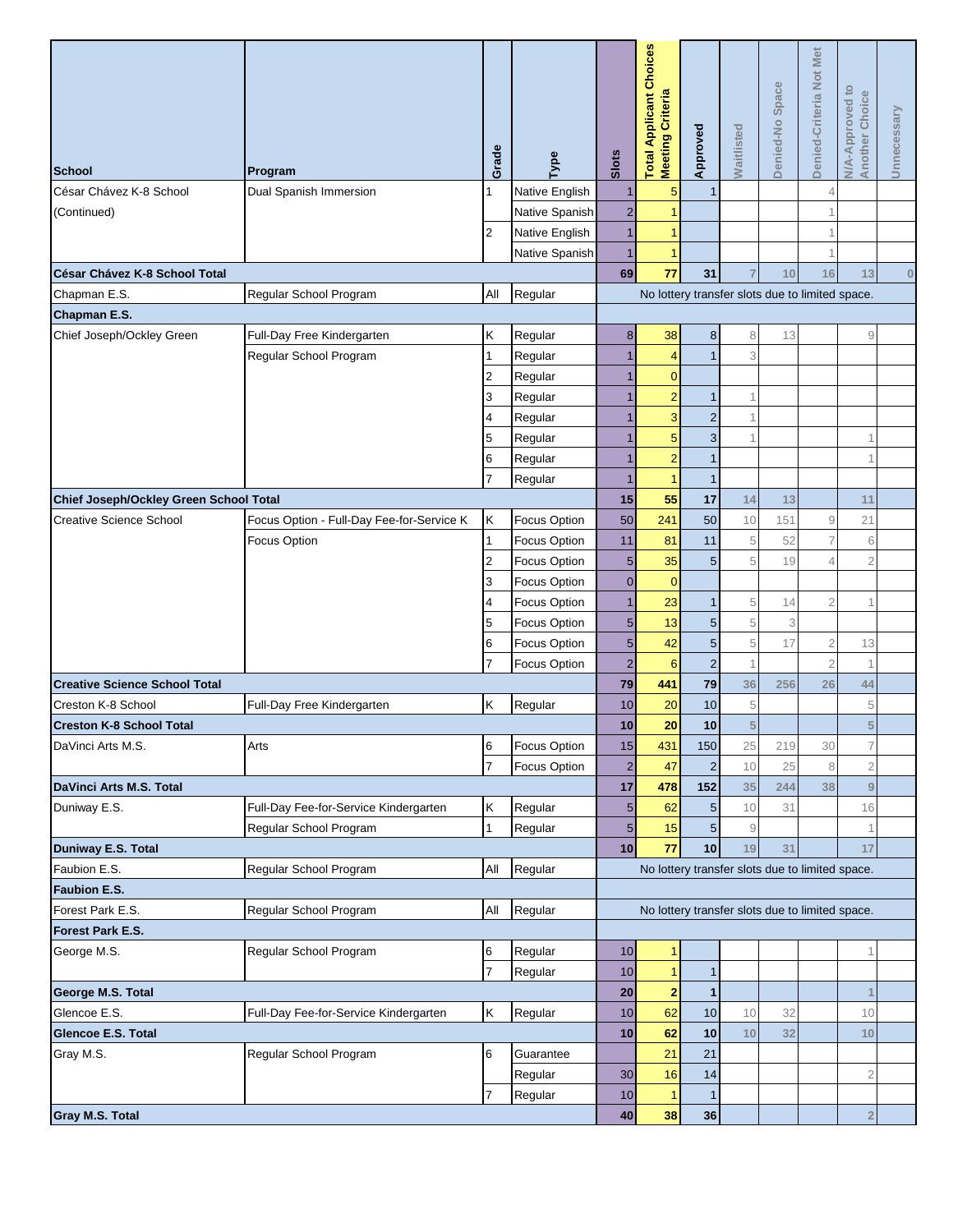| School | Program | Grade | Type | Slots | Total Applicant Choices Meeting Criteria | Approved | Waitlisted | Denied-No Space | Denied-Criteria Not Met | N/A-Approved to Another Choice | Unnecessary |
|---|---|---|---|---|---|---|---|---|---|---|---|
| César Chávez K-8 School | Dual Spanish Immersion | 1 | Native English | 1 | 5 | 1 | | | 4 | | |
| (Continued) | | | Native Spanish | 2 | 1 | | | | 1 | | |
| | | 2 | Native English | 1 | 1 | | | | 1 | | |
| | | | Native Spanish | 1 | 1 | | | | 1 | | |
| **César Chávez K-8 School Total** | | | | **69** | **77** | **31** | **7** | **10** | **16** | **13** | **0** |
| Chapman E.S. | Regular School Program | All | Regular | No lottery transfer slots due to limited space. | | | | | | | |
| **Chapman E.S.** | | | | | | | | | | | |
| Chief Joseph/Ockley Green | Full-Day Free Kindergarten | K | Regular | 8 | 38 | 8 | 8 | 13 | | 9 | |
| | Regular School Program | 1 | Regular | 1 | 4 | 1 | 3 | | | | |
| | | 2 | Regular | 1 | 0 | | | | | | |
| | | 3 | Regular | 1 | 2 | 1 | 1 | | | | |
| | | 4 | Regular | 1 | 3 | 2 | 1 | | | | |
| | | 5 | Regular | 1 | 5 | 3 | 1 | | | 1 | |
| | | 6 | Regular | 1 | 2 | 1 | | | | 1 | |
| | | 7 | Regular | 1 | 1 | 1 | | | | | |
| **Chief Joseph/Ockley Green School Total** | | | | **15** | **55** | **17** | **14** | **13** | | **11** | |
| Creative Science School | Focus Option - Full-Day Fee-for-Service K | K | Focus Option | 50 | 241 | 50 | 10 | 151 | 9 | 21 | |
| | Focus Option | 1 | Focus Option | 11 | 81 | 11 | 5 | 52 | 7 | 6 | |
| | | 2 | Focus Option | 5 | 35 | 5 | 5 | 19 | 4 | 2 | |
| | | 3 | Focus Option | 0 | 0 | | | | | | |
| | | 4 | Focus Option | 1 | 23 | 1 | 5 | 14 | 2 | 1 | |
| | | 5 | Focus Option | 5 | 13 | 5 | 5 | 3 | | | |
| | | 6 | Focus Option | 5 | 42 | 5 | 5 | 17 | 2 | 13 | |
| | | 7 | Focus Option | 2 | 6 | 2 | 1 | | 2 | 1 | |
| **Creative Science School Total** | | | | **79** | **441** | **79** | **36** | **256** | **26** | **44** | |
| Creston K-8 School | Full-Day Free Kindergarten | K | Regular | 10 | 20 | 10 | 5 | | | 5 | |
| **Creston K-8 School Total** | | | | **10** | **20** | **10** | **5** | | | **5** | |
| DaVinci Arts M.S. | Arts | 6 | Focus Option | 15 | 431 | 150 | 25 | 219 | 30 | 7 | |
| | | 7 | Focus Option | 2 | 47 | 2 | 10 | 25 | 8 | 2 | |
| **DaVinci Arts M.S. Total** | | | | **17** | **478** | **152** | **35** | **244** | **38** | **9** | |
| Duniway E.S. | Full-Day Fee-for-Service Kindergarten | K | Regular | 5 | 62 | 5 | 10 | 31 | | 16 | |
| | Regular School Program | 1 | Regular | 5 | 15 | 5 | 9 | | | 1 | |
| **Duniway E.S. Total** | | | | **10** | **77** | **10** | **19** | **31** | | **17** | |
| Faubion E.S. | Regular School Program | All | Regular | No lottery transfer slots due to limited space. | | | | | | | |
| **Faubion E.S.** | | | | | | | | | | | |
| Forest Park E.S. | Regular School Program | All | Regular | No lottery transfer slots due to limited space. | | | | | | | |
| **Forest Park E.S.** | | | | | | | | | | | |
| George M.S. | Regular School Program | 6 | Regular | 10 | 1 | | | | | 1 | |
| | | 7 | Regular | 10 | 1 | 1 | | | | | |
| **George M.S. Total** | | | | **20** | **2** | **1** | | | | **1** | |
| Glencoe E.S. | Full-Day Fee-for-Service Kindergarten | K | Regular | 10 | 62 | 10 | 10 | 32 | | 10 | |
| **Glencoe E.S. Total** | | | | **10** | **62** | **10** | **10** | **32** | | **10** | |
| Gray M.S. | Regular School Program | 6 | Guarantee | | 21 | 21 | | | | | |
| | | | Regular | 30 | 16 | 14 | | | | 2 | |
| | | 7 | Regular | 10 | 1 | 1 | | | | | |
| **Gray M.S. Total** | | | | **40** | **38** | **36** | | | | **2** | |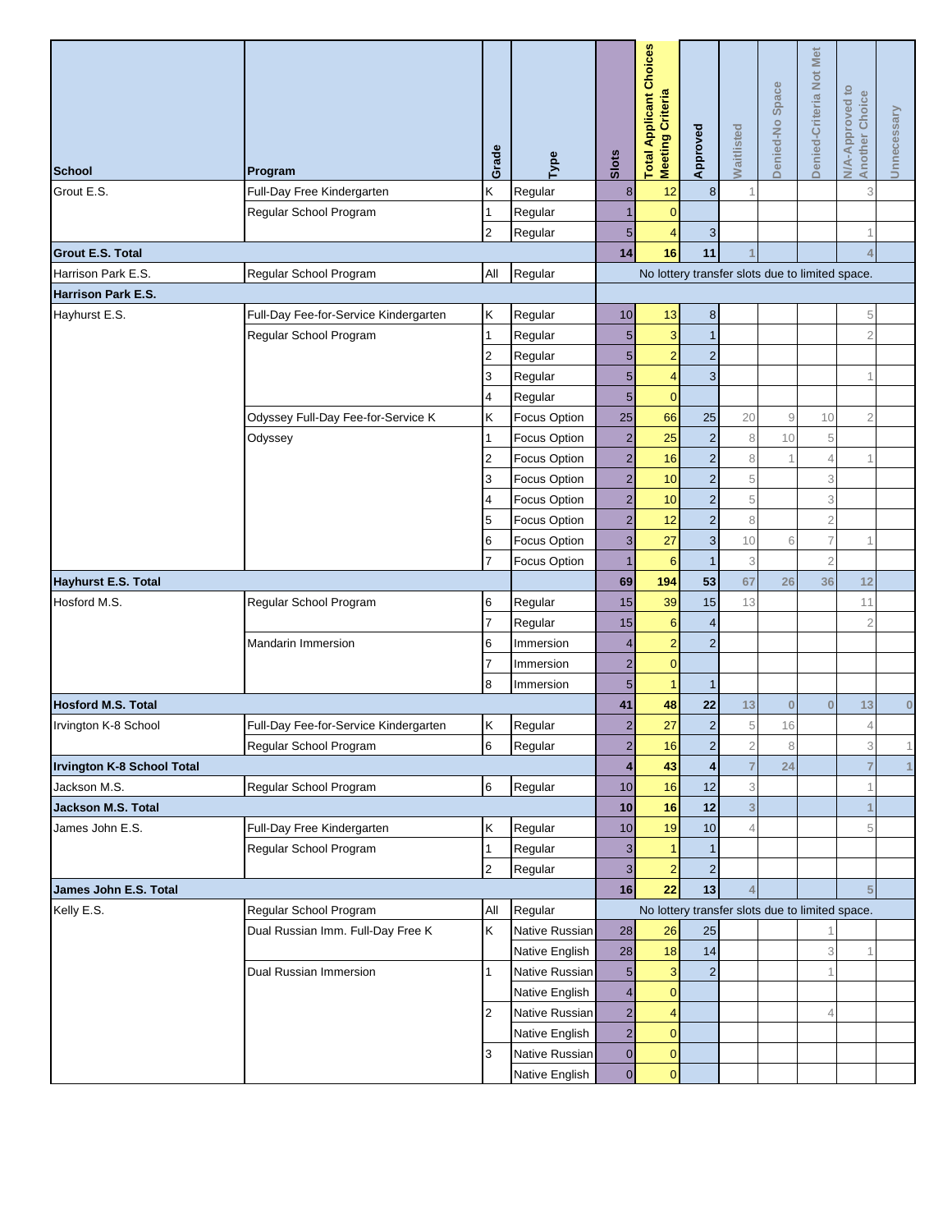| School | Program | Grade | Type | Slots | Total Applicant Choices Meeting Criteria | Approved | Waitlisted | Denied-No Space | Denied-Criteria Not Met | N/A-Approved to Another Choice | Unnecessary |
|---|---|---|---|---|---|---|---|---|---|---|---|
| Grout E.S. | Full-Day Free Kindergarten | K | Regular | 8 | 12 | 8 | 1 | | | 3 | |
| | Regular School Program | 1 | Regular | 1 | 0 | | | | | | |
| | | 2 | Regular | 5 | 4 | 3 | | | | 1 | |
| **Grout E.S. Total** | | | | **14** | **16** | **11** | **1** | | | **4** | |
| Harrison Park E.S. | Regular School Program | All | Regular | No lottery transfer slots due to limited space. | | | | | | | |
| **Harrison Park E.S.** | | | | | | | | | | | |
| Hayhurst E.S. | Full-Day Fee-for-Service Kindergarten | K | Regular | 10 | 13 | 8 | | | | 5 | |
| | Regular School Program | 1 | Regular | 5 | 3 | 1 | | | | 2 | |
| | | 2 | Regular | 5 | 2 | 2 | | | | | |
| | | 3 | Regular | 5 | 4 | 3 | | | | 1 | |
| | | 4 | Regular | 5 | 0 | | | | | | |
| | Odyssey Full-Day Fee-for-Service K | K | Focus Option | 25 | 66 | 25 | 20 | 9 | 10 | 2 | |
| | Odyssey | 1 | Focus Option | 2 | 25 | 2 | 8 | 10 | 5 | | |
| | | 2 | Focus Option | 2 | 16 | 2 | 8 | 1 | 4 | 1 | |
| | | 3 | Focus Option | 2 | 10 | 2 | 5 | | 3 | | |
| | | 4 | Focus Option | 2 | 10 | 2 | 5 | | 3 | | |
| | | 5 | Focus Option | 2 | 12 | 2 | 8 | | 2 | | |
| | | 6 | Focus Option | 3 | 27 | 3 | 10 | 6 | 7 | 1 | |
| | | 7 | Focus Option | 1 | 6 | 1 | 3 | | 2 | | |
| **Hayhurst E.S. Total** | | | | **69** | **194** | **53** | **67** | **26** | **36** | **12** | |
| Hosford M.S. | Regular School Program | 6 | Regular | 15 | 39 | 15 | 13 | | | 11 | |
| | | 7 | Regular | 15 | 6 | 4 | | | | 2 | |
| | Mandarin Immersion | 6 | Immersion | 4 | 2 | 2 | | | | | |
| | | 7 | Immersion | 2 | 0 | | | | | | |
| | | 8 | Immersion | 5 | 1 | 1 | | | | | |
| **Hosford M.S. Total** | | | | **41** | **48** | **22** | **13** | **0** | **0** | **13** | **0** |
| Irvington K-8 School | Full-Day Fee-for-Service Kindergarten | K | Regular | 2 | 27 | 2 | 5 | 16 | | 4 | |
| | Regular School Program | 6 | Regular | 2 | 16 | 2 | 2 | 8 | | 3 | 1 |
| **Irvington K-8 School Total** | | | | **4** | **43** | **4** | **7** | **24** | | **7** | **1** |
| Jackson M.S. | Regular School Program | 6 | Regular | 10 | 16 | 12 | 3 | | | 1 | |
| **Jackson M.S. Total** | | | | **10** | **16** | **12** | **3** | | | **1** | |
| James John E.S. | Full-Day Free Kindergarten | K | Regular | 10 | 19 | 10 | 4 | | | 5 | |
| | Regular School Program | 1 | Regular | 3 | 1 | 1 | | | | | |
| | | 2 | Regular | 3 | 2 | 2 | | | | | |
| **James John E.S. Total** | | | | **16** | **22** | **13** | **4** | | | **5** | |
| Kelly E.S. | Regular School Program | All | Regular | No lottery transfer slots due to limited space. | | | | | | | |
| | Dual Russian Imm. Full-Day Free K | K | Native Russian | 28 | 26 | 25 | | | 1 | | |
| | | | Native English | 28 | 18 | 14 | | | 3 | 1 | |
| | Dual Russian Immersion | 1 | Native Russian | 5 | 3 | 2 | | | 1 | | |
| | | | Native English | 4 | 0 | | | | | | |
| | | 2 | Native Russian | 2 | 4 | | | | 4 | | |
| | | | Native English | 2 | 0 | | | | | | |
| | | 3 | Native Russian | 0 | 0 | | | | | | |
| | | | Native English | 0 | 0 | | | | | | |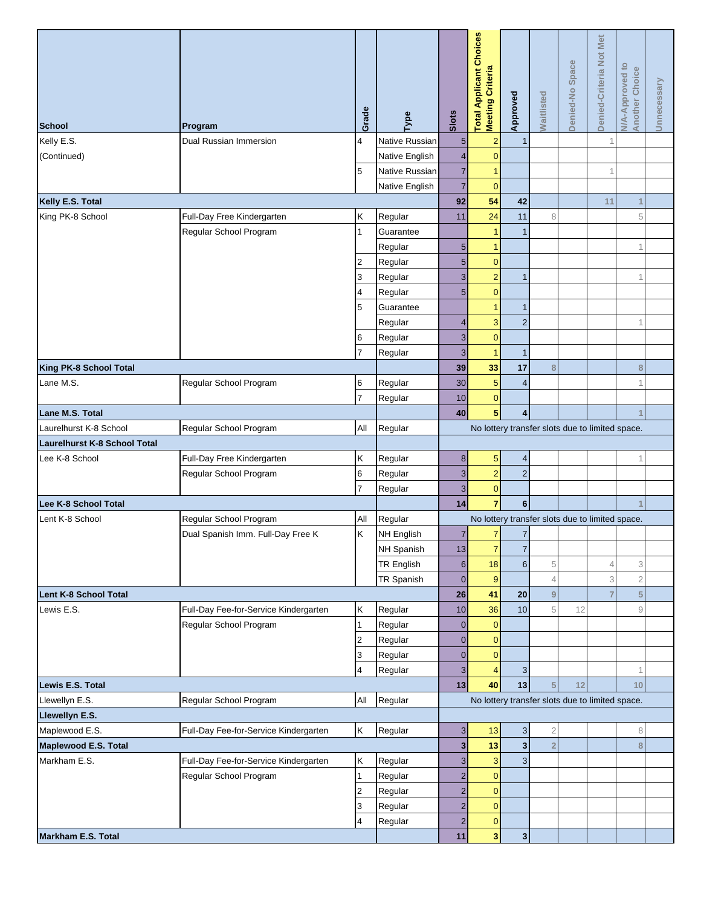| School | Program | Grade | Type | Slots | Total Applicant Choices Meeting Criteria | Approved | Waitlisted | Denied-No Space | Denied-Criteria Not Met | N/A-Approved to Another Choice | Unnecessary |
|---|---|---|---|---|---|---|---|---|---|---|---|
| Kelly E.S. | Dual Russian Immersion | 4 | Native Russian | 5 | 2 | 1 | | | 1 | | |
| (Continued) | | | Native English | 4 | 0 | | | | | | |
| | | 5 | Native Russian | 7 | 1 | | | | 1 | | |
| | | | Native English | 7 | 0 | | | | | | |
| **Kelly E.S. Total** | | | | **92** | **54** | **42** | | | **11** | **1** | |
| King PK-8 School | Full-Day Free Kindergarten | K | Regular | 11 | 24 | 11 | 8 | | | 5 | |
| | Regular School Program | 1 | Guarantee | | 1 | 1 | | | | | |
| | | | Regular | 5 | 1 | | | | | 1 | |
| | | 2 | Regular | 5 | 0 | | | | | | |
| | | 3 | Regular | 3 | 2 | 1 | | | | 1 | |
| | | 4 | Regular | 5 | 0 | | | | | | |
| | | 5 | Guarantee | | 1 | 1 | | | | | |
| | | | Regular | 4 | 3 | 2 | | | | 1 | |
| | | 6 | Regular | 3 | 0 | | | | | | |
| | | 7 | Regular | 3 | 1 | 1 | | | | | |
| **King PK-8 School Total** | | | | **39** | **33** | **17** | **8** | | | **8** | |
| Lane M.S. | Regular School Program | 6 | Regular | 30 | 5 | 4 | | | | 1 | |
| | | 7 | Regular | 10 | 0 | | | | | | |
| **Lane M.S. Total** | | | | **40** | **5** | **4** | | | | **1** | |
| Laurelhurst K-8 School | Regular School Program | All | Regular | No lottery transfer slots due to limited space. | | | | | | | |
| **Laurelhurst K-8 School Total** | | | | | | | | | | | |
| Lee K-8 School | Full-Day Free Kindergarten | K | Regular | 8 | 5 | 4 | | | | 1 | |
| | Regular School Program | 6 | Regular | 3 | 2 | 2 | | | | | |
| | | 7 | Regular | 3 | 0 | | | | | | |
| **Lee K-8 School Total** | | | | **14** | **7** | **6** | | | | **1** | |
| Lent K-8 School | Regular School Program | All | Regular | No lottery transfer slots due to limited space. | | | | | | | |
| | Dual Spanish Imm. Full-Day Free K | K | NH English | 7 | 7 | 7 | | | | | |
| | | | NH Spanish | 13 | 7 | 7 | | | | | |
| | | | TR English | 6 | 18 | 6 | 5 | | 4 | 3 | |
| | | | TR Spanish | 0 | 9 | | 4 | | 3 | 2 | |
| **Lent K-8 School Total** | | | | **26** | **41** | **20** | **9** | | **7** | **5** | |
| Lewis E.S. | Full-Day Fee-for-Service Kindergarten | K | Regular | 10 | 36 | 10 | 5 | 12 | | 9 | |
| | Regular School Program | 1 | Regular | 0 | 0 | | | | | | |
| | | 2 | Regular | 0 | 0 | | | | | | |
| | | 3 | Regular | 0 | 0 | | | | | | |
| | | 4 | Regular | 3 | 4 | 3 | | | | 1 | |
| **Lewis E.S. Total** | | | | **13** | **40** | **13** | **5** | **12** | | **10** | |
| Llewellyn E.S. | Regular School Program | All | Regular | No lottery transfer slots due to limited space. | | | | | | | |
| **Llewellyn E.S.** | | | | | | | | | | | |
| Maplewood E.S. | Full-Day Fee-for-Service Kindergarten | K | Regular | 3 | 13 | 3 | 2 | | | 8 | |
| **Maplewood E.S. Total** | | | | **3** | **13** | **3** | **2** | | | **8** | |
| Markham E.S. | Full-Day Fee-for-Service Kindergarten | K | Regular | 3 | 3 | 3 | | | | | |
| | Regular School Program | 1 | Regular | 2 | 0 | | | | | | |
| | | 2 | Regular | 2 | 0 | | | | | | |
| | | 3 | Regular | 2 | 0 | | | | | | |
| | | 4 | Regular | 2 | 0 | | | | | | |
| **Markham E.S. Total** | | | | **11** | **3** | **3** | | | | | |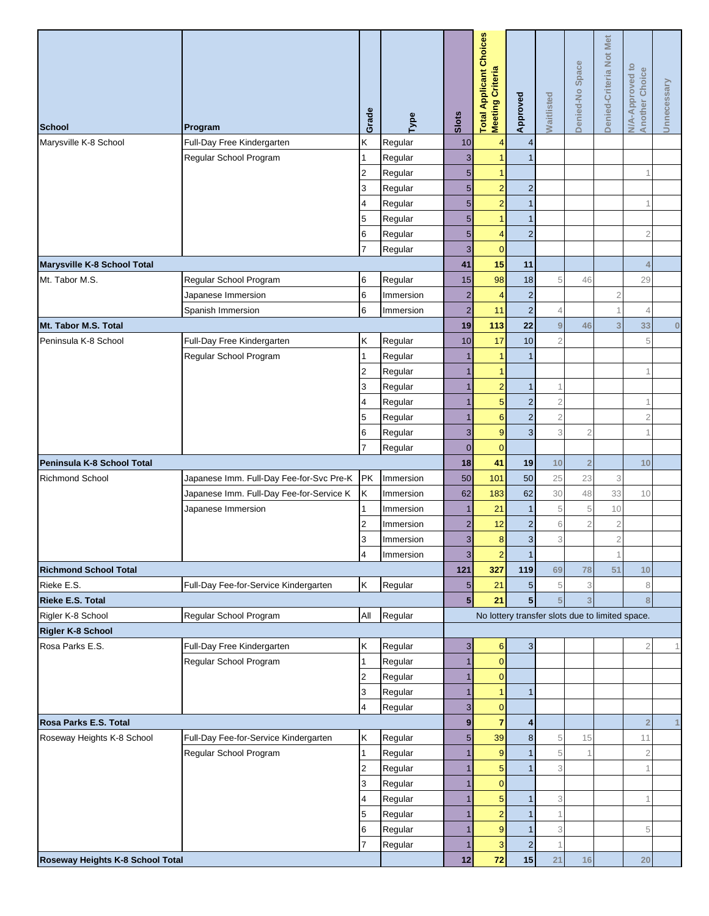| School | Program | Grade | Type | Slots | Total Applicant Choices Meeting Criteria | Approved | Waitlisted | Denied-No Space | Denied-Criteria Not Met | N/A-Approved to Another Choice | Unnecessary |
|---|---|---|---|---|---|---|---|---|---|---|---|
| Marysville K-8 School | Full-Day Free Kindergarten | K | Regular | 10 | 4 | 4 | | | | | |
| | Regular School Program | 1 | Regular | 3 | 1 | 1 | | | | | |
| | | 2 | Regular | 5 | 1 | | | | | 1 | |
| | | 3 | Regular | 5 | 2 | 2 | | | | | |
| | | 4 | Regular | 5 | 2 | 1 | | | | 1 | |
| | | 5 | Regular | 5 | 1 | 1 | | | | | |
| | | 6 | Regular | 5 | 4 | 2 | | | | 2 | |
| | | 7 | Regular | 3 | 0 | | | | | | |
| **Marysville K-8 School Total** | | | | **41** | **15** | **11** | | | | **4** | |
| Mt. Tabor M.S. | Regular School Program | 6 | Regular | 15 | 98 | 18 | 5 | 46 | | 29 | |
| | Japanese Immersion | 6 | Immersion | 2 | 4 | 2 | | | 2 | | |
| | Spanish Immersion | 6 | Immersion | 2 | 11 | 2 | 4 | | 1 | 4 | |
| **Mt. Tabor M.S. Total** | | | | **19** | **113** | **22** | **9** | **46** | **3** | **33** | **0** |
| Peninsula K-8 School | Full-Day Free Kindergarten | K | Regular | 10 | 17 | 10 | 2 | | | 5 | |
| | Regular School Program | 1 | Regular | 1 | 1 | 1 | | | | | |
| | | 2 | Regular | 1 | 1 | | | | | 1 | |
| | | 3 | Regular | 1 | 2 | 1 | 1 | | | | |
| | | 4 | Regular | 1 | 5 | 2 | 2 | | | 1 | |
| | | 5 | Regular | 1 | 6 | 2 | 2 | | | 2 | |
| | | 6 | Regular | 3 | 9 | 3 | 3 | 2 | | 1 | |
| | | 7 | Regular | 0 | 0 | | | | | | |
| **Peninsula K-8 School Total** | | | | **18** | **41** | **19** | **10** | **2** | | **10** | |
| Richmond School | Japanese Imm. Full-Day Fee-for-Svc Pre-K | PK | Immersion | 50 | 101 | 50 | 25 | 23 | 3 | | |
| | Japanese Imm. Full-Day Fee-for-Service K | K | Immersion | 62 | 183 | 62 | 30 | 48 | 33 | 10 | |
| | Japanese Immersion | 1 | Immersion | 1 | 21 | 1 | 5 | 5 | 10 | | |
| | | 2 | Immersion | 2 | 12 | 2 | 6 | 2 | 2 | | |
| | | 3 | Immersion | 3 | 8 | 3 | 3 | | 2 | | |
| | | 4 | Immersion | 3 | 2 | 1 | | | 1 | | |
| **Richmond School Total** | | | | **121** | **327** | **119** | **69** | **78** | **51** | **10** | |
| Rieke E.S. | Full-Day Fee-for-Service Kindergarten | K | Regular | 5 | 21 | 5 | 5 | 3 | | 8 | |
| **Rieke E.S. Total** | | | | **5** | **21** | **5** | **5** | **3** | | **8** | |
| Rigler K-8 School | Regular School Program | All | Regular | No lottery transfer slots due to limited space. | | | | | | | |
| **Rigler K-8 School** | | | | | | | | | | | |
| Rosa Parks E.S. | Full-Day Free Kindergarten | K | Regular | 3 | 6 | 3 | | | | 2 | 1 |
| | Regular School Program | 1 | Regular | 1 | 0 | | | | | | |
| | | 2 | Regular | 1 | 0 | | | | | | |
| | | 3 | Regular | 1 | 1 | 1 | | | | | |
| | | 4 | Regular | 3 | 0 | | | | | | |
| **Rosa Parks E.S. Total** | | | | **9** | **7** | **4** | | | | **2** | **1** |
| Roseway Heights K-8 School | Full-Day Fee-for-Service Kindergarten | K | Regular | 5 | 39 | 8 | 5 | 15 | | 11 | |
| | Regular School Program | 1 | Regular | 1 | 9 | 1 | 5 | 1 | | 2 | |
| | | 2 | Regular | 1 | 5 | 1 | 3 | | | 1 | |
| | | 3 | Regular | 1 | 0 | | | | | | |
| | | 4 | Regular | 1 | 5 | 1 | 3 | | | 1 | |
| | | 5 | Regular | 1 | 2 | 1 | 1 | | | | |
| | | 6 | Regular | 1 | 9 | 1 | 3 | | | 5 | |
| | | 7 | Regular | 1 | 3 | 2 | 1 | | | | |
| **Roseway Heights K-8 School Total** | | | | **12** | **72** | **15** | **21** | **16** | | **20** | |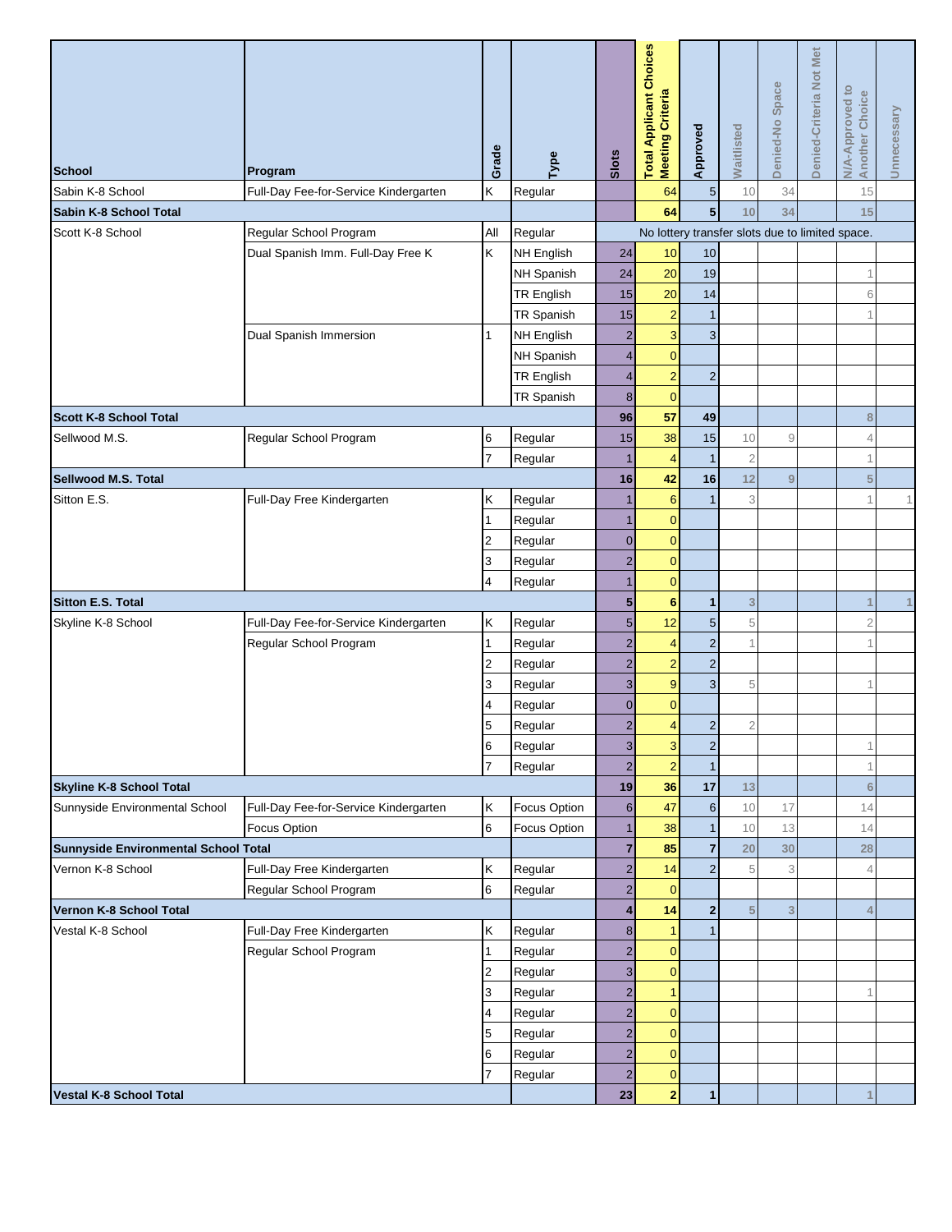| School | Program | Grade | Type | Slots | Total Applicant Choices Meeting Criteria | Approved | Waitlisted | Denied-No Space | Denied-Criteria Not Met | N/A-Approved to Another Choice | Unnecessary |
|---|---|---|---|---|---|---|---|---|---|---|---|
| Sabin K-8 School | Full-Day Fee-for-Service Kindergarten | K | Regular | | 64 | 5 | 10 | 34 | | 15 | |
| **Sabin K-8 School Total** | | | | | **64** | **5** | **10** | **34** | | **15** | |
| Scott K-8 School | Regular School Program | All | Regular | No lottery transfer slots due to limited space. | | | | | | | |
| | Dual Spanish Imm. Full-Day Free K | K | NH English | 24 | 10 | 10 | | | | | |
| | | | NH Spanish | 24 | 20 | 19 | | | | 1 | |
| | | | TR English | 15 | 20 | 14 | | | | 6 | |
| | | | TR Spanish | 15 | 2 | 1 | | | | 1 | |
| | Dual Spanish Immersion | 1 | NH English | 2 | 3 | 3 | | | | | |
| | | | NH Spanish | 4 | 0 | | | | | | |
| | | | TR English | 4 | 2 | 2 | | | | | |
| | | | TR Spanish | 8 | 0 | | | | | | |
| **Scott K-8 School Total** | | | | **96** | **57** | **49** | | | | **8** | |
| Sellwood M.S. | Regular School Program | 6 | Regular | 15 | 38 | 15 | 10 | 9 | | 4 | |
| | | 7 | Regular | 1 | 4 | 1 | 2 | | | 1 | |
| **Sellwood M.S. Total** | | | | **16** | **42** | **16** | **12** | **9** | | **5** | |
| Sitton E.S. | Full-Day Free Kindergarten | K | Regular | 1 | 6 | 1 | 3 | | | 1 | 1 |
| | | 1 | Regular | 1 | 0 | | | | | | |
| | | 2 | Regular | 0 | 0 | | | | | | |
| | | 3 | Regular | 2 | 0 | | | | | | |
| | | 4 | Regular | 1 | 0 | | | | | | |
| **Sitton E.S. Total** | | | | **5** | **6** | **1** | **3** | | | **1** | **1** |
| Skyline K-8 School | Full-Day Fee-for-Service Kindergarten | K | Regular | 5 | 12 | 5 | 5 | | | 2 | |
| | Regular School Program | 1 | Regular | 2 | 4 | 2 | 1 | | | 1 | |
| | | 2 | Regular | 2 | 2 | 2 | | | | | |
| | | 3 | Regular | 3 | 9 | 3 | 5 | | | 1 | |
| | | 4 | Regular | 0 | 0 | | | | | | |
| | | 5 | Regular | 2 | 4 | 2 | 2 | | | | |
| | | 6 | Regular | 3 | 3 | 2 | | | | 1 | |
| | | 7 | Regular | 2 | 2 | 1 | | | | 1 | |
| **Skyline K-8 School Total** | | | | **19** | **36** | **17** | **13** | | | **6** | |
| Sunnyside Environmental School | Full-Day Fee-for-Service Kindergarten | K | Focus Option | 6 | 47 | 6 | 10 | 17 | | 14 | |
| | Focus Option | 6 | Focus Option | 1 | 38 | 1 | 10 | 13 | | 14 | |
| **Sunnyside Environmental School Total** | | | | **7** | **85** | **7** | **20** | **30** | | **28** | |
| Vernon K-8 School | Full-Day Free Kindergarten | K | Regular | 2 | 14 | 2 | 5 | 3 | | 4 | |
| | Regular School Program | 6 | Regular | 2 | 0 | | | | | | |
| **Vernon K-8 School Total** | | | | **4** | **14** | **2** | **5** | **3** | | **4** | |
| Vestal K-8 School | Full-Day Free Kindergarten | K | Regular | 8 | 1 | 1 | | | | | |
| | Regular School Program | 1 | Regular | 2 | 0 | | | | | | |
| | | 2 | Regular | 3 | 0 | | | | | | |
| | | 3 | Regular | 2 | 1 | | | | | 1 | |
| | | 4 | Regular | 2 | 0 | | | | | | |
| | | 5 | Regular | 2 | 0 | | | | | | |
| | | 6 | Regular | 2 | 0 | | | | | | |
| | | 7 | Regular | 2 | 0 | | | | | | |
| **Vestal K-8 School Total** | | | | **23** | **2** | **1** | | | | **1** | |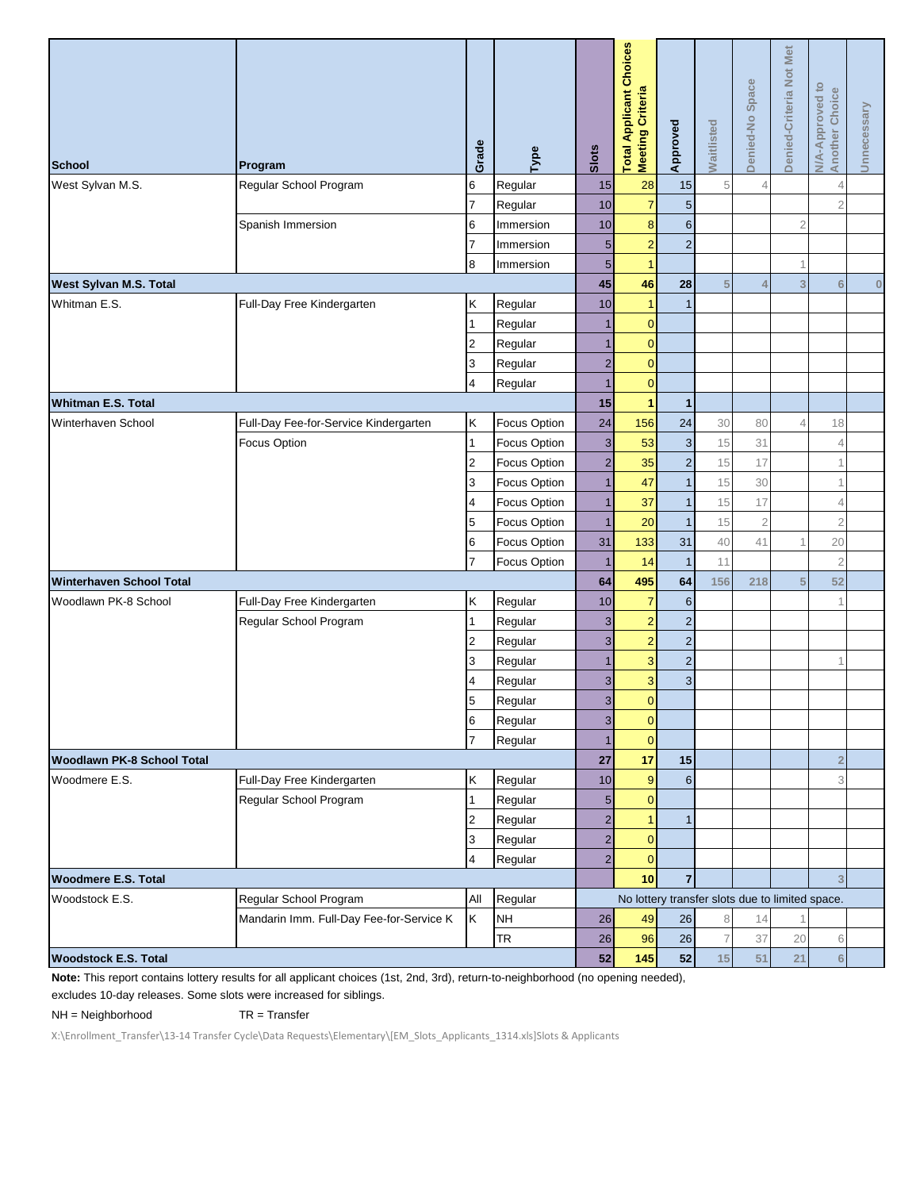| School | Program | Grade | Type | Slots | Total Applicant Choices Meeting Criteria | Approved | Waitlisted | Denied-No Space | Denied-Criteria Not Met | N/A-Approved to Another Choice | Unnecessary |
|---|---|---|---|---|---|---|---|---|---|---|---|
| West Sylvan M.S. | Regular School Program | 6 | Regular | 15 | 28 | 15 | 5 | 4 | | 4 | |
| | | 7 | Regular | 10 | 7 | 5 | | | | 2 | |
| | Spanish Immersion | 6 | Immersion | 10 | 8 | 6 | | | 2 | | |
| | | 7 | Immersion | 5 | 2 | 2 | | | | | |
| | | 8 | Immersion | 5 | 1 | | | | 1 | | |
| **West Sylvan M.S. Total** | | | | **45** | **46** | **28** | **5** | **4** | **3** | **6** | **0** |
| Whitman E.S. | Full-Day Free Kindergarten | K | Regular | 10 | 1 | 1 | | | | | |
| | | 1 | Regular | 1 | 0 | | | | | | |
| | | 2 | Regular | 1 | 0 | | | | | | |
| | | 3 | Regular | 2 | 0 | | | | | | |
| | | 4 | Regular | 1 | 0 | | | | | | |
| **Whitman E.S. Total** | | | | **15** | **1** | **1** | | | | | |
| Winterhaven School | Full-Day Fee-for-Service Kindergarten | K | Focus Option | 24 | 156 | 24 | 30 | 80 | 4 | 18 | |
| | Focus Option | 1 | Focus Option | 3 | 53 | 3 | 15 | 31 | | 4 | |
| | | 2 | Focus Option | 2 | 35 | 2 | 15 | 17 | | 1 | |
| | | 3 | Focus Option | 1 | 47 | 1 | 15 | 30 | | 1 | |
| | | 4 | Focus Option | 1 | 37 | 1 | 15 | 17 | | 4 | |
| | | 5 | Focus Option | 1 | 20 | 1 | 15 | 2 | | 2 | |
| | | 6 | Focus Option | 31 | 133 | 31 | 40 | 41 | 1 | 20 | |
| | | 7 | Focus Option | 1 | 14 | 1 | 11 | | | 2 | |
| **Winterhaven School Total** | | | | **64** | **495** | **64** | **156** | **218** | **5** | **52** | |
| Woodlawn PK-8 School | Full-Day Free Kindergarten | K | Regular | 10 | 7 | 6 | | | | 1 | |
| | Regular School Program | 1 | Regular | 3 | 2 | 2 | | | | | |
| | | 2 | Regular | 3 | 2 | 2 | | | | | |
| | | 3 | Regular | 1 | 3 | 2 | | | | 1 | |
| | | 4 | Regular | 3 | 3 | 3 | | | | | |
| | | 5 | Regular | 3 | 0 | | | | | | |
| | | 6 | Regular | 3 | 0 | | | | | | |
| | | 7 | Regular | 1 | 0 | | | | | | |
| **Woodlawn PK-8 School Total** | | | | **27** | **17** | **15** | | | | **2** | |
| Woodmere E.S. | Full-Day Free Kindergarten | K | Regular | 10 | 9 | 6 | | | | 3 | |
| | Regular School Program | 1 | Regular | 5 | 0 | | | | | | |
| | | 2 | Regular | 2 | 1 | 1 | | | | | |
| | | 3 | Regular | 2 | 0 | | | | | | |
| | | 4 | Regular | 2 | 0 | | | | | | |
| **Woodmere E.S. Total** | | | | | **10** | **7** | | | | **3** | |
| Woodstock E.S. | Regular School Program | All | Regular | No lottery transfer slots due to limited space. | | | | | | | |
| | Mandarin Imm. Full-Day Fee-for-Service K | K | NH | 26 | 49 | 26 | 8 | 14 | 1 | | |
| | | | TR | 26 | 96 | 26 | 7 | 37 | 20 | 6 | |
| **Woodstock E.S. Total** | | | | **52** | **145** | **52** | **15** | **51** | **21** | **6** | |

**Note:** This report contains lottery results for all applicant choices (1st, 2nd, 3rd), return-to-neighborhood (no opening needed), excludes 10-day releases. Some slots were increased for siblings.

NH = Neighborhood TR = Transfer

X:\Enrollment_Transfer\13-14 Transfer Cycle\Data Requests\Elementary\[EM_Slots_Applicants_1314.xls]Slots & Applicants